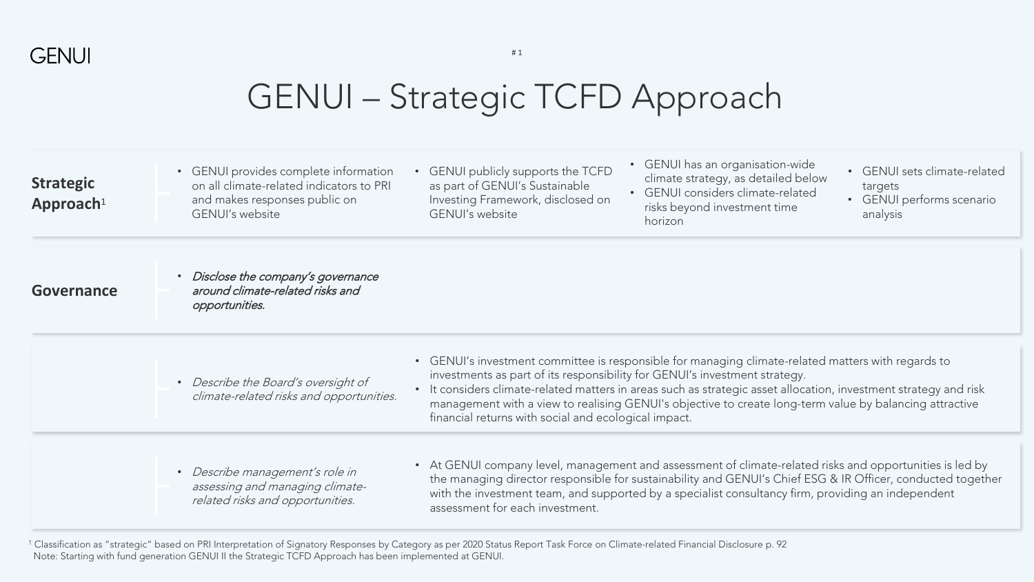GENUI

# GENUI – Strategic TCFD Approach

## Strategic Approach[1]

- GENUI provides complete information on all climate-related indicators to PRI and makes responses public on GENUI's website
- GENUI publicly supports the TCFD as part of GENUI's Sustainable Investing Framework, disclosed on GENUI's website
- GENUI has an organisation-wide climate strategy, as detailed below
- GENUI considers climate-related risks beyond investment time horizon
- GENUI sets climate-related targets
- GENUI performs scenario analysis

## Governance

- ***Disclose the company's governance around climate-related risks and opportunities.***

- *Describe the Board's oversight of climate-related risks and opportunities.*
  - GENUI's investment committee is responsible for managing climate-related matters with regards to investments as part of its responsibility for GENUI's investment strategy.
  - It considers climate-related matters in areas such as strategic asset allocation, investment strategy and risk management with a view to realising GENUI's objective to create long-term value by balancing attractive financial returns with social and ecological impact.

- *Describe management's role in assessing and managing climate-related risks and opportunities.*
  - At GENUI company level, management and assessment of climate-related risks and opportunities is led by the managing director responsible for sustainability and GENUI's Chief ESG & IR Officer, conducted together with the investment team, and supported by a specialist consultancy firm, providing an independent assessment for each investment.

[1] Classification as "strategic" based on PRI Interpretation of Signatory Responses by Category as per 2020 Status Report Task Force on Climate-related Financial Disclosure p. 92

Note: Starting with fund generation GENUI II the Strategic TCFD Approach has been implemented at GENUI.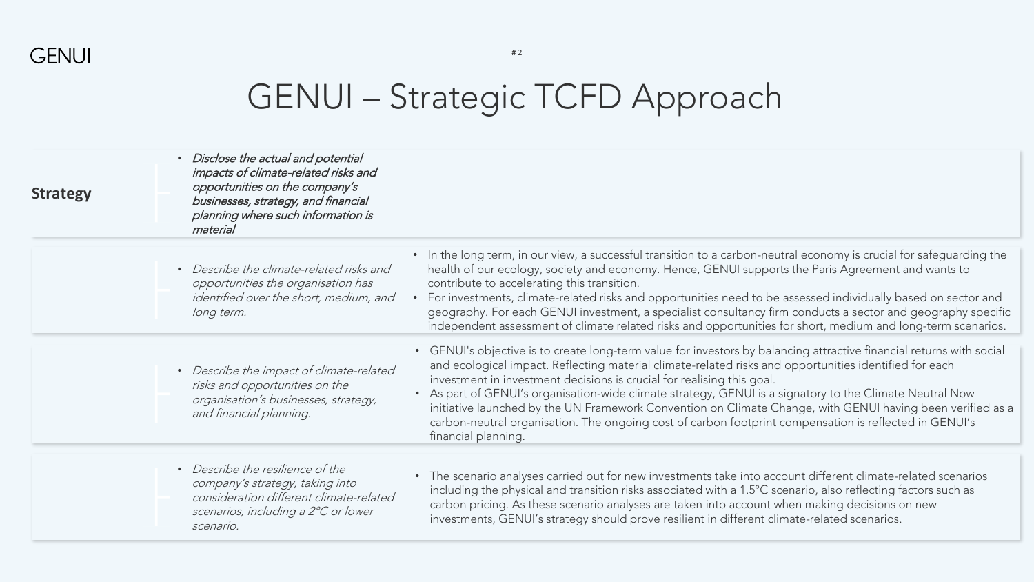# GENUI – Strategic TCFD Approach

## Strategy

- ***Disclose the actual and potential impacts of climate-related risks and opportunities on the company's businesses, strategy, and financial planning where such information is material***

| TCFD Recommendation | GENUI Approach |
| --- | --- |
| *Describe the climate-related risks and opportunities the organisation has identified over the short, medium, and long term.* | • In the long term, in our view, a successful transition to a carbon-neutral economy is crucial for safeguarding the health of our ecology, society and economy. Hence, GENUI supports the Paris Agreement and wants to contribute to accelerating this transition.<br>• For investments, climate-related risks and opportunities need to be assessed individually based on sector and geography. For each GENUI investment, a specialist consultancy firm conducts a sector and geography specific independent assessment of climate related risks and opportunities for short, medium and long-term scenarios. |
| *Describe the impact of climate-related risks and opportunities on the organisation's businesses, strategy, and financial planning.* | • GENUI's objective is to create long-term value for investors by balancing attractive financial returns with social and ecological impact. Reflecting material climate-related risks and opportunities identified for each investment in investment decisions is crucial for realising this goal.<br>• As part of GENUI's organisation-wide climate strategy, GENUI is a signatory to the Climate Neutral Now initiative launched by the UN Framework Convention on Climate Change, with GENUI having been verified as a carbon-neutral organisation. The ongoing cost of carbon footprint compensation is reflected in GENUI's financial planning. |
| *Describe the resilience of the company's strategy, taking into consideration different climate-related scenarios, including a 2°C or lower scenario.* | • The scenario analyses carried out for new investments take into account different climate-related scenarios including the physical and transition risks associated with a 1.5°C scenario, also reflecting factors such as carbon pricing. As these scenario analyses are taken into account when making decisions on new investments, GENUI's strategy should prove resilient in different climate-related scenarios. |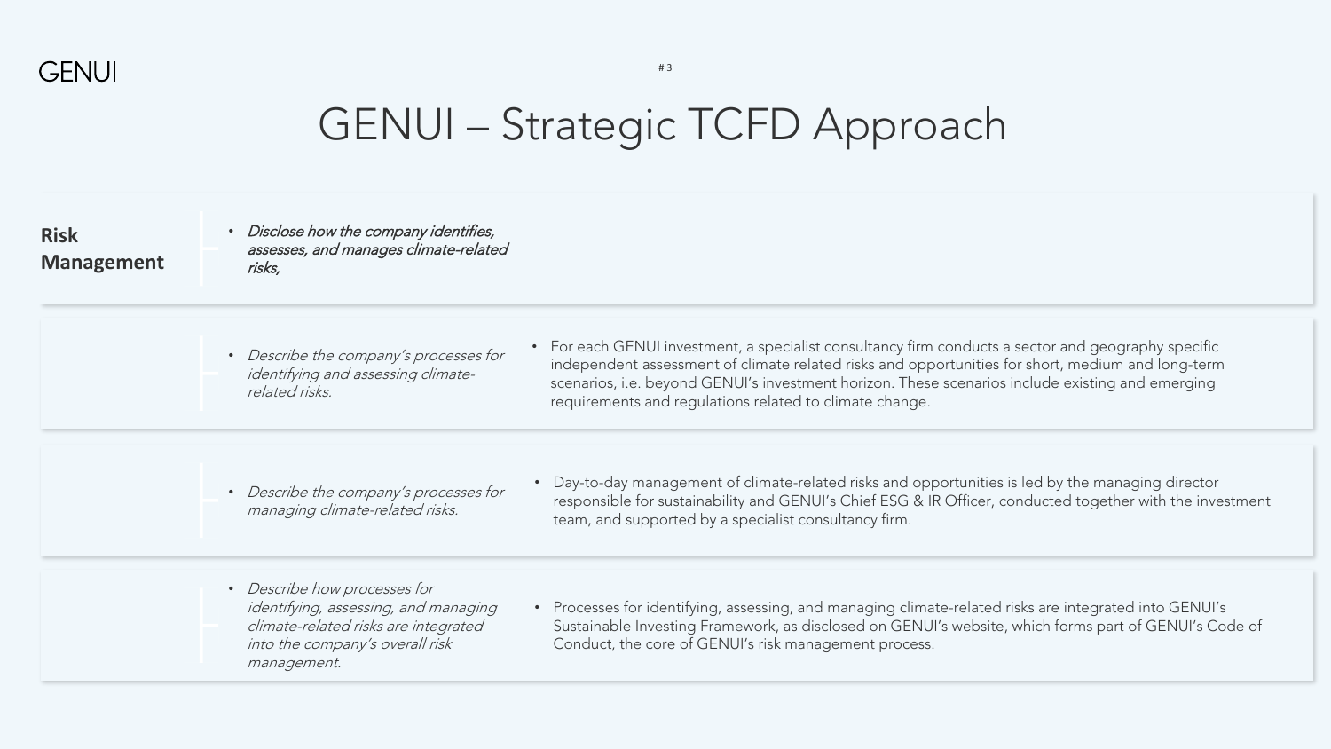# GENUI – Strategic TCFD Approach

| Risk Management | | |
|---|---|---|
| | • *Disclose how the company identifies, assesses, and manages climate-related risks,* | |
| | • *Describe the company's processes for identifying and assessing climate-related risks.* | • For each GENUI investment, a specialist consultancy firm conducts a sector and geography specific independent assessment of climate related risks and opportunities for short, medium and long-term scenarios, i.e. beyond GENUI's investment horizon. These scenarios include existing and emerging requirements and regulations related to climate change. |
| | • *Describe the company's processes for managing climate-related risks.* | • Day-to-day management of climate-related risks and opportunities is led by the managing director responsible for sustainability and GENUI's Chief ESG & IR Officer, conducted together with the investment team, and supported by a specialist consultancy firm. |
| | • *Describe how processes for identifying, assessing, and managing climate-related risks are integrated into the company's overall risk management.* | • Processes for identifying, assessing, and managing climate-related risks are integrated into GENUI's Sustainable Investing Framework, as disclosed on GENUI's website, which forms part of GENUI's Code of Conduct, the core of GENUI's risk management process. |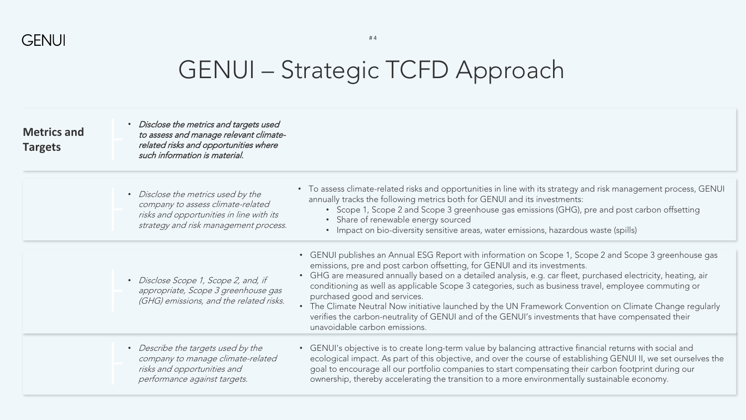# GENUI – Strategic TCFD Approach

| **Metrics and Targets** | • *Disclose the metrics and targets used to assess and manage relevant climate-related risks and opportunities where such information is material.* | |
|---|---|---|
| | • *Disclose the metrics used by the company to assess climate-related risks and opportunities in line with its strategy and risk management process.* | • To assess climate-related risks and opportunities in line with its strategy and risk management process, GENUI annually tracks the following metrics both for GENUI and its investments:<br>  • Scope 1, Scope 2 and Scope 3 greenhouse gas emissions (GHG), pre and post carbon offsetting<br>  • Share of renewable energy sourced<br>  • Impact on bio-diversity sensitive areas, water emissions, hazardous waste (spills) |
| | • *Disclose Scope 1, Scope 2, and, if appropriate, Scope 3 greenhouse gas (GHG) emissions, and the related risks.* | • GENUI publishes an Annual ESG Report with information on Scope 1, Scope 2 and Scope 3 greenhouse gas emissions, pre and post carbon offsetting, for GENUI and its investments.<br>• GHG are measured annually based on a detailed analysis, e.g. car fleet, purchased electricity, heating, air conditioning as well as applicable Scope 3 categories, such as business travel, employee commuting or purchased good and services.<br>• The Climate Neutral Now initiative launched by the UN Framework Convention on Climate Change regularly verifies the carbon-neutrality of GENUI and of the GENUI's investments that have compensated their unavoidable carbon emissions. |
| | • *Describe the targets used by the company to manage climate-related risks and opportunities and performance against targets.* | • GENUI's objective is to create long-term value by balancing attractive financial returns with social and ecological impact. As part of this objective, and over the course of establishing GENUI II, we set ourselves the goal to encourage all our portfolio companies to start compensating their carbon footprint during our ownership, thereby accelerating the transition to a more environmentally sustainable economy. |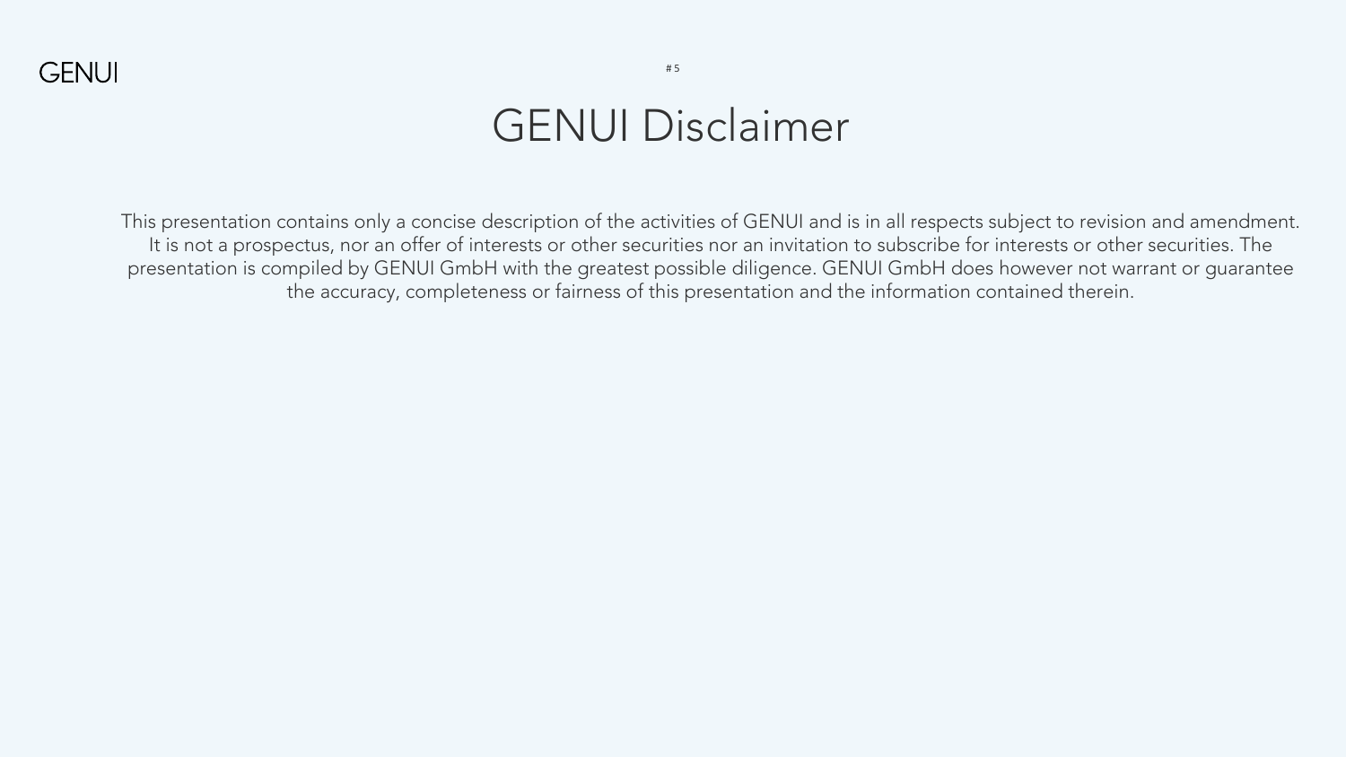# GENUI Disclaimer

This presentation contains only a concise description of the activities of GENUI and is in all respects subject to revision and amendment. It is not a prospectus, nor an offer of interests or other securities nor an invitation to subscribe for interests or other securities. The presentation is compiled by GENUI GmbH with the greatest possible diligence. GENUI GmbH does however not warrant or guarantee the accuracy, completeness or fairness of this presentation and the information contained therein.